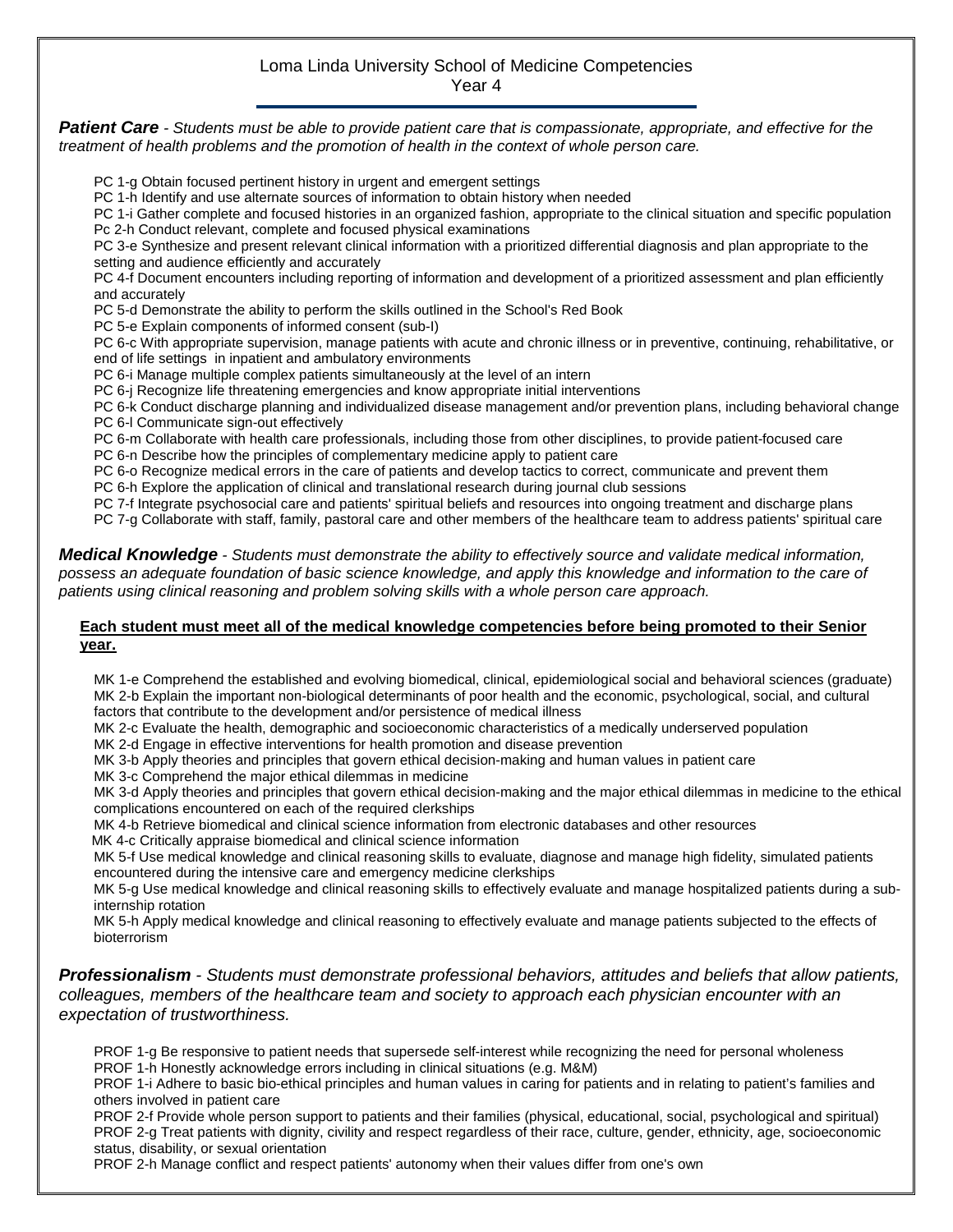# Loma Linda University School of Medicine Competencies
## Year 4

***Patient Care*** *- Students must be able to provide patient care that is compassionate, appropriate, and effective for the treatment of health problems and the promotion of health in the context of whole person care.*

PC 1-g Obtain focused pertinent history in urgent and emergent settings
PC 1-h Identify and use alternate sources of information to obtain history when needed
PC 1-i Gather complete and focused histories in an organized fashion, appropriate to the clinical situation and specific population
Pc 2-h Conduct relevant, complete and focused physical examinations
PC 3-e Synthesize and present relevant clinical information with a prioritized differential diagnosis and plan appropriate to the setting and audience efficiently and accurately
PC 4-f Document encounters including reporting of information and development of a prioritized assessment and plan efficiently and accurately
PC 5-d Demonstrate the ability to perform the skills outlined in the School's Red Book
PC 5-e Explain components of informed consent (sub-I)
PC 6-c With appropriate supervision, manage patients with acute and chronic illness or in preventive, continuing, rehabilitative, or end of life settings in inpatient and ambulatory environments
PC 6-i Manage multiple complex patients simultaneously at the level of an intern
PC 6-j Recognize life threatening emergencies and know appropriate initial interventions
PC 6-k Conduct discharge planning and individualized disease management and/or prevention plans, including behavioral change
PC 6-l Communicate sign-out effectively
PC 6-m Collaborate with health care professionals, including those from other disciplines, to provide patient-focused care
PC 6-n Describe how the principles of complementary medicine apply to patient care
PC 6-o Recognize medical errors in the care of patients and develop tactics to correct, communicate and prevent them
PC 6-h Explore the application of clinical and translational research during journal club sessions
PC 7-f Integrate psychosocial care and patients' spiritual beliefs and resources into ongoing treatment and discharge plans
PC 7-g Collaborate with staff, family, pastoral care and other members of the healthcare team to address patients' spiritual care

***Medical Knowledge*** *- Students must demonstrate the ability to effectively source and validate medical information, possess an adequate foundation of basic science knowledge, and apply this knowledge and information to the care of patients using clinical reasoning and problem solving skills with a whole person care approach.*

**<u>Each student must meet all of the medical knowledge competencies before being promoted to their Senior year.</u>**

MK 1-e Comprehend the established and evolving biomedical, clinical, epidemiological social and behavioral sciences (graduate)
MK 2-b Explain the important non-biological determinants of poor health and the economic, psychological, social, and cultural factors that contribute to the development and/or persistence of medical illness
MK 2-c Evaluate the health, demographic and socioeconomic characteristics of a medically underserved population
MK 2-d Engage in effective interventions for health promotion and disease prevention
MK 3-b Apply theories and principles that govern ethical decision-making and human values in patient care
MK 3-c Comprehend the major ethical dilemmas in medicine
MK 3-d Apply theories and principles that govern ethical decision-making and the major ethical dilemmas in medicine to the ethical complications encountered on each of the required clerkships
MK 4-b Retrieve biomedical and clinical science information from electronic databases and other resources
MK 4-c Critically appraise biomedical and clinical science information
MK 5-f Use medical knowledge and clinical reasoning skills to evaluate, diagnose and manage high fidelity, simulated patients encountered during the intensive care and emergency medicine clerkships
MK 5-g Use medical knowledge and clinical reasoning skills to effectively evaluate and manage hospitalized patients during a sub-internship rotation
MK 5-h Apply medical knowledge and clinical reasoning to effectively evaluate and manage patients subjected to the effects of bioterrorism

***Professionalism*** *- Students must demonstrate professional behaviors, attitudes and beliefs that allow patients, colleagues, members of the healthcare team and society to approach each physician encounter with an expectation of trustworthiness.*

PROF 1-g Be responsive to patient needs that supersede self-interest while recognizing the need for personal wholeness
PROF 1-h Honestly acknowledge errors including in clinical situations (e.g. M&M)
PROF 1-i Adhere to basic bio-ethical principles and human values in caring for patients and in relating to patient's families and others involved in patient care
PROF 2-f Provide whole person support to patients and their families (physical, educational, social, psychological and spiritual)
PROF 2-g Treat patients with dignity, civility and respect regardless of their race, culture, gender, ethnicity, age, socioeconomic status, disability, or sexual orientation
PROF 2-h Manage conflict and respect patients' autonomy when their values differ from one's own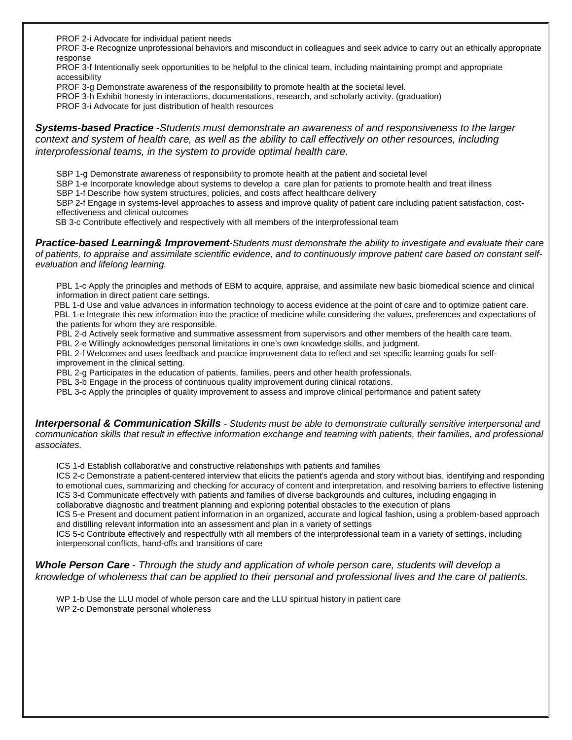PROF 2-i Advocate for individual patient needs
PROF 3-e Recognize unprofessional behaviors and misconduct in colleagues and seek advice to carry out an ethically appropriate response
PROF 3-f Intentionally seek opportunities to be helpful to the clinical team, including maintaining prompt and appropriate accessibility
PROF 3-g Demonstrate awareness of the responsibility to promote health at the societal level.
PROF 3-h Exhibit honesty in interactions, documentations, research, and scholarly activity. (graduation)
PROF 3-i Advocate for just distribution of health resources

***Systems-based Practice*** *-Students must demonstrate an awareness of and responsiveness to the larger context and system of health care, as well as the ability to call effectively on other resources, including interprofessional teams, in the system to provide optimal health care.*

SBP 1-g Demonstrate awareness of responsibility to promote health at the patient and societal level
SBP 1-e Incorporate knowledge about systems to develop a care plan for patients to promote health and treat illness
SBP 1-f Describe how system structures, policies, and costs affect healthcare delivery
SBP 2-f Engage in systems-level approaches to assess and improve quality of patient care including patient satisfaction, cost-effectiveness and clinical outcomes
SB 3-c Contribute effectively and respectively with all members of the interprofessional team

***Practice-based Learning& Improvement****-Students must demonstrate the ability to investigate and evaluate their care of patients, to appraise and assimilate scientific evidence, and to continuously improve patient care based on constant self-evaluation and lifelong learning.*

PBL 1-c Apply the principles and methods of EBM to acquire, appraise, and assimilate new basic biomedical science and clinical information in direct patient care settings.
PBL 1-d Use and value advances in information technology to access evidence at the point of care and to optimize patient care.
PBL 1-e Integrate this new information into the practice of medicine while considering the values, preferences and expectations of the patients for whom they are responsible.
PBL 2-d Actively seek formative and summative assessment from supervisors and other members of the health care team.
PBL 2-e Willingly acknowledges personal limitations in one's own knowledge skills, and judgment.
PBL 2-f Welcomes and uses feedback and practice improvement data to reflect and set specific learning goals for self-improvement in the clinical setting.
PBL 2-g Participates in the education of patients, families, peers and other health professionals.
PBL 3-b Engage in the process of continuous quality improvement during clinical rotations.
PBL 3-c Apply the principles of quality improvement to assess and improve clinical performance and patient safety

***Interpersonal & Communication Skills*** *- Students must be able to demonstrate culturally sensitive interpersonal and communication skills that result in effective information exchange and teaming with patients, their families, and professional associates.*

ICS 1-d Establish collaborative and constructive relationships with patients and families
ICS 2-c Demonstrate a patient-centered interview that elicits the patient's agenda and story without bias, identifying and responding to emotional cues, summarizing and checking for accuracy of content and interpretation, and resolving barriers to effective listening
ICS 3-d Communicate effectively with patients and families of diverse backgrounds and cultures, including engaging in collaborative diagnostic and treatment planning and exploring potential obstacles to the execution of plans
ICS 5-e Present and document patient information in an organized, accurate and logical fashion, using a problem-based approach and distilling relevant information into an assessment and plan in a variety of settings
ICS 5-c Contribute effectively and respectfully with all members of the interprofessional team in a variety of settings, including interpersonal conflicts, hand-offs and transitions of care

***Whole Person Care*** *- Through the study and application of whole person care, students will develop a knowledge of wholeness that can be applied to their personal and professional lives and the care of patients.*

WP 1-b Use the LLU model of whole person care and the LLU spiritual history in patient care
WP 2-c Demonstrate personal wholeness